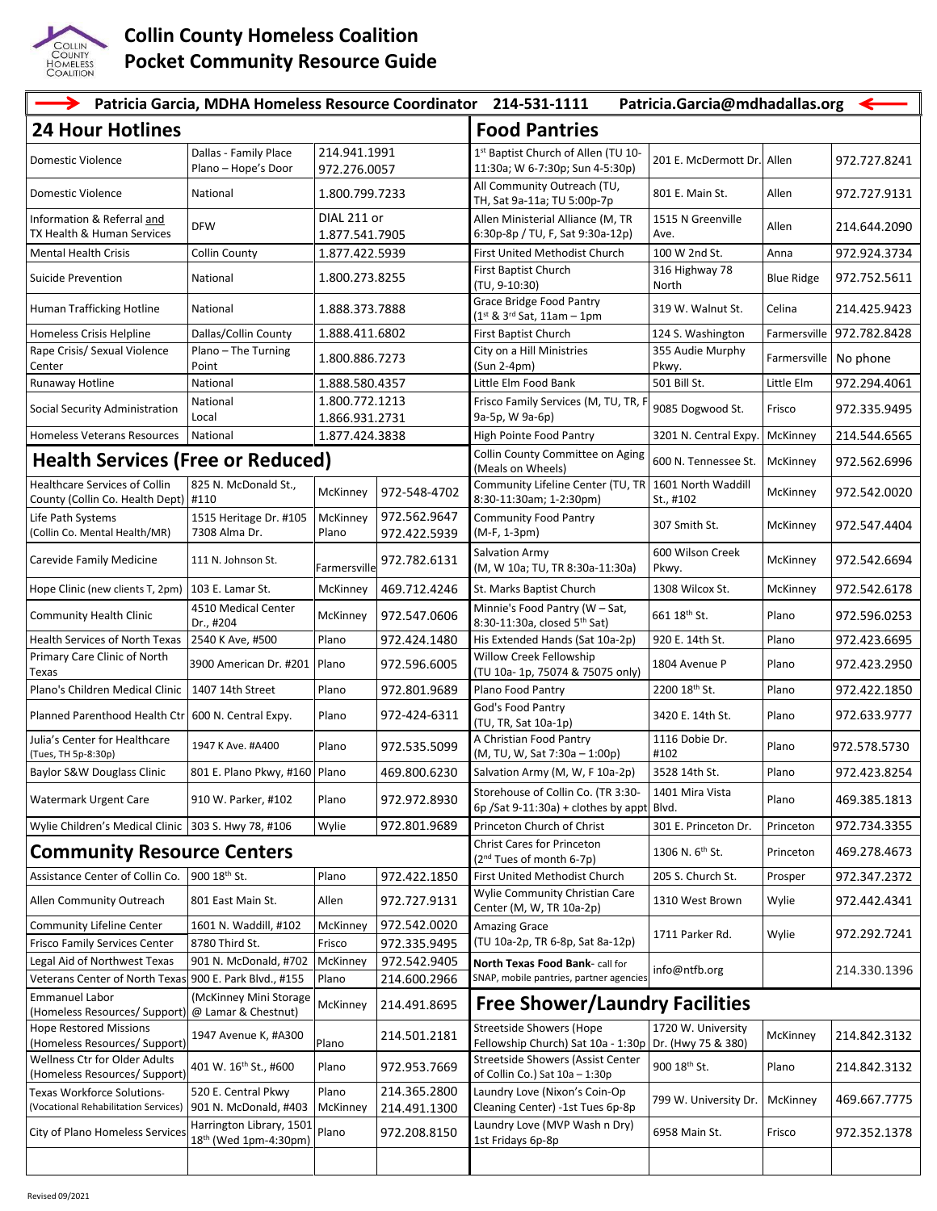# Collin County Homeless Coalition
## Pocket Community Resource Guide

**Patricia Garcia, MDHA Homeless Resource Coordinator 214-531-1111 Patricia.Garcia@mdhadallas.org**

## 24 Hour Hotlines

| | | |
|---|---|---|
| Domestic Violence | Dallas - Family Place<br>Plano – Hope's Door | 214.941.1991<br>972.276.0057 |
| Domestic Violence | National | 1.800.799.7233 |
| Information & Referral and TX Health & Human Services | DFW | DIAL 211 or 1.877.541.7905 |
| Mental Health Crisis | Collin County | 1.877.422.5939 |
| Suicide Prevention | National | 1.800.273.8255 |
| Human Trafficking Hotline | National | 1.888.373.7888 |
| Homeless Crisis Helpline | Dallas/Collin County | 1.888.411.6802 |
| Rape Crisis/ Sexual Violence Center | Plano – The Turning Point | 1.800.886.7273 |
| Runaway Hotline | National | 1.888.580.4357 |
| Social Security Administration | National<br>Local | 1.800.772.1213<br>1.866.931.2731 |
| Homeless Veterans Resources | National | 1.877.424.3838 |

## Health Services (Free or Reduced)

| | | | |
|---|---|---|---|
| Healthcare Services of Collin County (Collin Co. Health Dept) | 825 N. McDonald St., #110 | McKinney | 972-548-4702 |
| Life Path Systems (Collin Co. Mental Health/MR) | 1515 Heritage Dr. #105<br>7308 Alma Dr. | McKinney<br>Plano | 972.562.9647<br>972.422.5939 |
| Carevide Family Medicine | 111 N. Johnson St. | Farmersville | 972.782.6131 |
| Hope Clinic (new clients T, 2pm) | 103 E. Lamar St. | McKinney | 469.712.4246 |
| Community Health Clinic | 4510 Medical Center Dr., #204 | McKinney | 972.547.0606 |
| Health Services of North Texas | 2540 K Ave, #500 | Plano | 972.424.1480 |
| Primary Care Clinic of North Texas | 3900 American Dr. #201 | Plano | 972.596.6005 |
| Plano's Children Medical Clinic | 1407 14th Street | Plano | 972.801.9689 |
| Planned Parenthood Health Ctr | 600 N. Central Expy. | Plano | 972-424-6311 |
| Julia's Center for Healthcare (Tues, TH 5p-8:30p) | 1947 K Ave. #A400 | Plano | 972.535.5099 |
| Baylor S&W Douglass Clinic | 801 E. Plano Pkwy, #160 | Plano | 469.800.6230 |
| Watermark Urgent Care | 910 W. Parker, #102 | Plano | 972.972.8930 |
| Wylie Children's Medical Clinic | 303 S. Hwy 78, #106 | Wylie | 972.801.9689 |

## Community Resource Centers

| | | | |
|---|---|---|---|
| Assistance Center of Collin Co. | 900 18th St. | Plano | 972.422.1850 |
| Allen Community Outreach | 801 East Main St. | Allen | 972.727.9131 |
| Community Lifeline Center | 1601 N. Waddill, #102 | McKinney | 972.542.0020 |
| Frisco Family Services Center | 8780 Third St. | Frisco | 972.335.9495 |
| Legal Aid of Northwest Texas | 901 N. McDonald, #702 | McKinney | 972.542.9405 |
| Veterans Center of North Texas | 900 E. Park Blvd., #155 | Plano | 214.600.2966 |
| Emmanuel Labor (Homeless Resources/ Support) | (McKinney Mini Storage @ Lamar & Chestnut) | McKinney | 214.491.8695 |
| Hope Restored Missions (Homeless Resources/ Support) | 1947 Avenue K, #A300 | Plano | 214.501.2181 |
| Wellness Ctr for Older Adults (Homeless Resources/ Support) | 401 W. 16th St., #600 | Plano | 972.953.7669 |
| Texas Workforce Solutions- (Vocational Rehabilitation Services) | 520 E. Central Pkwy<br>901 N. McDonald, #403 | Plano<br>McKinney | 214.365.2800<br>214.491.1300 |
| City of Plano Homeless Services | Harrington Library, 1501 18th (Wed 1pm-4:30pm) | Plano | 972.208.8150 |

## Food Pantries

| | | | |
|---|---|---|---|
| 1st Baptist Church of Allen (TU 10-11:30a; W 6-7:30p; Sun 4-5:30p) | 201 E. McDermott Dr. | Allen | 972.727.8241 |
| All Community Outreach (TU, TH, Sat 9a-11a; TU 5:00p-7p | 801 E. Main St. | Allen | 972.727.9131 |
| Allen Ministerial Alliance (M, TR 6:30p-8p / TU, F, Sat 9:30a-12p) | 1515 N Greenville Ave. | Allen | 214.644.2090 |
| First United Methodist Church | 100 W 2nd St. | Anna | 972.924.3734 |
| First Baptist Church (TU, 9-10:30) | 316 Highway 78 North | Blue Ridge | 972.752.5611 |
| Grace Bridge Food Pantry (1st & 3rd Sat, 11am – 1pm | 319 W. Walnut St. | Celina | 214.425.9423 |
| First Baptist Church | 124 S. Washington | Farmersville | 972.782.8428 |
| City on a Hill Ministries (Sun 2-4pm) | 355 Audie Murphy Pkwy. | Farmersville | No phone |
| Little Elm Food Bank | 501 Bill St. | Little Elm | 972.294.4061 |
| Frisco Family Services (M, TU, TR, F 9a-5p, W 9a-6p) | 9085 Dogwood St. | Frisco | 972.335.9495 |
| High Pointe Food Pantry | 3201 N. Central Expy. | McKinney | 214.544.6565 |
| Collin County Committee on Aging (Meals on Wheels) | 600 N. Tennessee St. | McKinney | 972.562.6996 |
| Community Lifeline Center (TU, TR 8:30-11:30am; 1-2:30pm) | 1601 North Waddill St., #102 | McKinney | 972.542.0020 |
| Community Food Pantry (M-F, 1-3pm) | 307 Smith St. | McKinney | 972.547.4404 |
| Salvation Army (M, W 10a; TU, TR 8:30a-11:30a) | 600 Wilson Creek Pkwy. | McKinney | 972.542.6694 |
| St. Marks Baptist Church | 1308 Wilcox St. | McKinney | 972.542.6178 |
| Minnie's Food Pantry (W – Sat, 8:30-11:30a, closed 5th Sat) | 661 18th St. | Plano | 972.596.0253 |
| His Extended Hands (Sat 10a-2p) | 920 E. 14th St. | Plano | 972.423.6695 |
| Willow Creek Fellowship (TU 10a- 1p, 75074 & 75075 only) | 1804 Avenue P | Plano | 972.423.2950 |
| Plano Food Pantry | 2200 18th St. | Plano | 972.422.1850 |
| God's Food Pantry (TU, TR, Sat 10a-1p) | 3420 E. 14th St. | Plano | 972.633.9777 |
| A Christian Food Pantry (M, TU, W, Sat 7:30a – 1:00p) | 1116 Dobie Dr. #102 | Plano | 972.578.5730 |
| Salvation Army (M, W, F 10a-2p) | 3528 14th St. | Plano | 972.423.8254 |
| Storehouse of Collin Co. (TR 3:30-6p /Sat 9-11:30a) + clothes by appt | 1401 Mira Vista Blvd. | Plano | 469.385.1813 |
| Princeton Church of Christ | 301 E. Princeton Dr. | Princeton | 972.734.3355 |
| Christ Cares for Princeton (2nd Tues of month 6-7p) | 1306 N. 6th St. | Princeton | 469.278.4673 |
| First United Methodist Church | 205 S. Church St. | Prosper | 972.347.2372 |
| Wylie Community Christian Care Center (M, W, TR 10a-2p) | 1310 West Brown | Wylie | 972.442.4341 |
| Amazing Grace (TU 10a-2p, TR 6-8p, Sat 8a-12p) | 1711 Parker Rd. | Wylie | 972.292.7241 |
| **North Texas Food Bank**- call for SNAP, mobile pantries, partner agencies | info@ntfb.org | | 214.330.1396 |

## Free Shower/Laundry Facilities

| | | | |
|---|---|---|---|
| Streetside Showers (Hope Fellowship Church) Sat 10a - 1:30p | 1720 W. University Dr. (Hwy 75 & 380) | McKinney | 214.842.3132 |
| Streetside Showers (Assist Center of Collin Co.) Sat 10a – 1:30p | 900 18th St. | Plano | 214.842.3132 |
| Laundry Love (Nixon's Coin-Op Cleaning Center) -1st Tues 6p-8p | 799 W. University Dr. | McKinney | 469.667.7775 |
| Laundry Love (MVP Wash n Dry) 1st Fridays 6p-8p | 6958 Main St. | Frisco | 972.352.1378 |

Revised 09/2021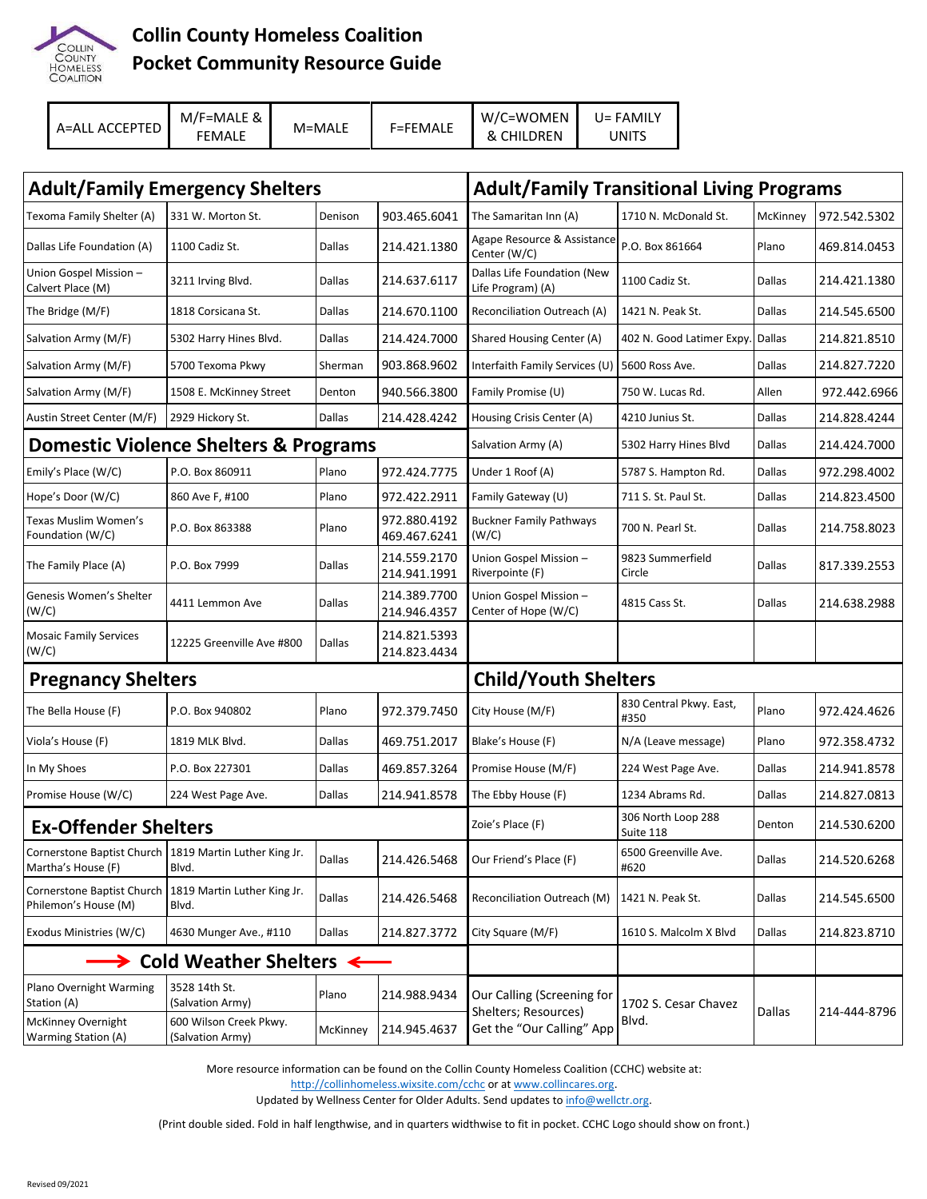# Collin County Homeless Coalition
## Pocket Community Resource Guide

| A=ALL ACCEPTED | M/F=MALE & FEMALE | M=MALE | F=FEMALE | W/C=WOMEN & CHILDREN | U= FAMILY UNITS |
|---|---|---|---|---|---|

| Adult/Family Emergency Shelters | | | |
|---|---|---|---|
| Texoma Family Shelter (A) | 331 W. Morton St. | Denison | 903.465.6041 |
| Dallas Life Foundation (A) | 1100 Cadiz St. | Dallas | 214.421.1380 |
| Union Gospel Mission – Calvert Place (M) | 3211 Irving Blvd. | Dallas | 214.637.6117 |
| The Bridge (M/F) | 1818 Corsicana St. | Dallas | 214.670.1100 |
| Salvation Army (M/F) | 5302 Harry Hines Blvd. | Dallas | 214.424.7000 |
| Salvation Army (M/F) | 5700 Texoma Pkwy | Sherman | 903.868.9602 |
| Salvation Army (M/F) | 1508 E. McKinney Street | Denton | 940.566.3800 |
| Austin Street Center (M/F) | 2929 Hickory St. | Dallas | 214.428.4242 |

| Domestic Violence Shelters & Programs | | | |
|---|---|---|---|
| Emily's Place (W/C) | P.O. Box 860911 | Plano | 972.424.7775 |
| Hope's Door (W/C) | 860 Ave F, #100 | Plano | 972.422.2911 |
| Texas Muslim Women's Foundation (W/C) | P.O. Box 863388 | Plano | 972.880.4192<br>469.467.6241 |
| The Family Place (A) | P.O. Box 7999 | Dallas | 214.559.2170<br>214.941.1991 |
| Genesis Women's Shelter (W/C) | 4411 Lemmon Ave | Dallas | 214.389.7700<br>214.946.4357 |
| Mosaic Family Services (W/C) | 12225 Greenville Ave #800 | Dallas | 214.821.5393<br>214.823.4434 |

| Pregnancy Shelters | | | |
|---|---|---|---|
| The Bella House (F) | P.O. Box 940802 | Plano | 972.379.7450 |
| Viola's House (F) | 1819 MLK Blvd. | Dallas | 469.751.2017 |
| In My Shoes | P.O. Box 227301 | Dallas | 469.857.3264 |
| Promise House (W/C) | 224 West Page Ave. | Dallas | 214.941.8578 |

| Ex-Offender Shelters | | | |
|---|---|---|---|
| Cornerstone Baptist Church Martha's House (F) | 1819 Martin Luther King Jr. Blvd. | Dallas | 214.426.5468 |
| Cornerstone Baptist Church Philemon's House (M) | 1819 Martin Luther King Jr. Blvd. | Dallas | 214.426.5468 |
| Exodus Ministries (W/C) | 4630 Munger Ave., #110 | Dallas | 214.827.3772 |

| → Cold Weather Shelters ← | | | |
|---|---|---|---|
| Plano Overnight Warming Station (A) | 3528 14th St. (Salvation Army) | Plano | 214.988.9434 |
| McKinney Overnight Warming Station (A) | 600 Wilson Creek Pkwy. (Salvation Army) | McKinney | 214.945.4637 |

| Adult/Family Transitional Living Programs | | | |
|---|---|---|---|
| The Samaritan Inn (A) | 1710 N. McDonald St. | McKinney | 972.542.5302 |
| Agape Resource & Assistance Center (W/C) | P.O. Box 861664 | Plano | 469.814.0453 |
| Dallas Life Foundation (New Life Program) (A) | 1100 Cadiz St. | Dallas | 214.421.1380 |
| Reconciliation Outreach (A) | 1421 N. Peak St. | Dallas | 214.545.6500 |
| Shared Housing Center (A) | 402 N. Good Latimer Expy. | Dallas | 214.821.8510 |
| Interfaith Family Services (U) | 5600 Ross Ave. | Dallas | 214.827.7220 |
| Family Promise (U) | 750 W. Lucas Rd. | Allen | 972.442.6966 |
| Housing Crisis Center (A) | 4210 Junius St. | Dallas | 214.828.4244 |
| Salvation Army (A) | 5302 Harry Hines Blvd | Dallas | 214.424.7000 |
| Under 1 Roof (A) | 5787 S. Hampton Rd. | Dallas | 972.298.4002 |
| Family Gateway (U) | 711 S. St. Paul St. | Dallas | 214.823.4500 |
| Buckner Family Pathways (W/C) | 700 N. Pearl St. | Dallas | 214.758.8023 |
| Union Gospel Mission – Riverpointe (F) | 9823 Summerfield Circle | Dallas | 817.339.2553 |
| Union Gospel Mission – Center of Hope (W/C) | 4815 Cass St. | Dallas | 214.638.2988 |

| Child/Youth Shelters | | | |
|---|---|---|---|
| City House (M/F) | 830 Central Pkwy. East, #350 | Plano | 972.424.4626 |
| Blake's House (F) | N/A (Leave message) | Plano | 972.358.4732 |
| Promise House (M/F) | 224 West Page Ave. | Dallas | 214.941.8578 |
| The Ebby House (F) | 1234 Abrams Rd. | Dallas | 214.827.0813 |
| Zoie's Place (F) | 306 North Loop 288 Suite 118 | Denton | 214.530.6200 |
| Our Friend's Place (F) | 6500 Greenville Ave. #620 | Dallas | 214.520.6268 |
| Reconciliation Outreach (M) | 1421 N. Peak St. | Dallas | 214.545.6500 |
| City Square (M/F) | 1610 S. Malcolm X Blvd | Dallas | 214.823.8710 |

| | | | |
|---|---|---|---|
| Our Calling (Screening for Shelters; Resources) Get the "Our Calling" App | 1702 S. Cesar Chavez Blvd. | Dallas | 214-444-8796 |

More resource information can be found on the Collin County Homeless Coalition (CCHC) website at: http://collinhomeless.wixsite.com/cchc or at www.collincares.org.
Updated by Wellness Center for Older Adults. Send updates to info@wellctr.org.

(Print double sided. Fold in half lengthwise, and in quarters widthwise to fit in pocket. CCHC Logo should show on front.)

Revised 09/2021